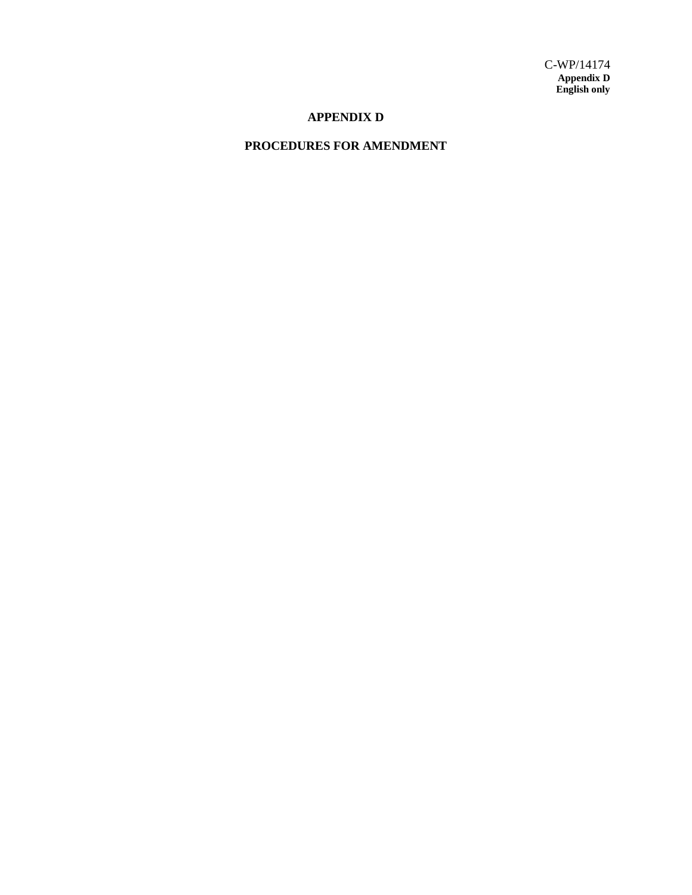C-WP/14174
**Appendix D**
**English only**

# APPENDIX D

## PROCEDURES FOR AMENDMENT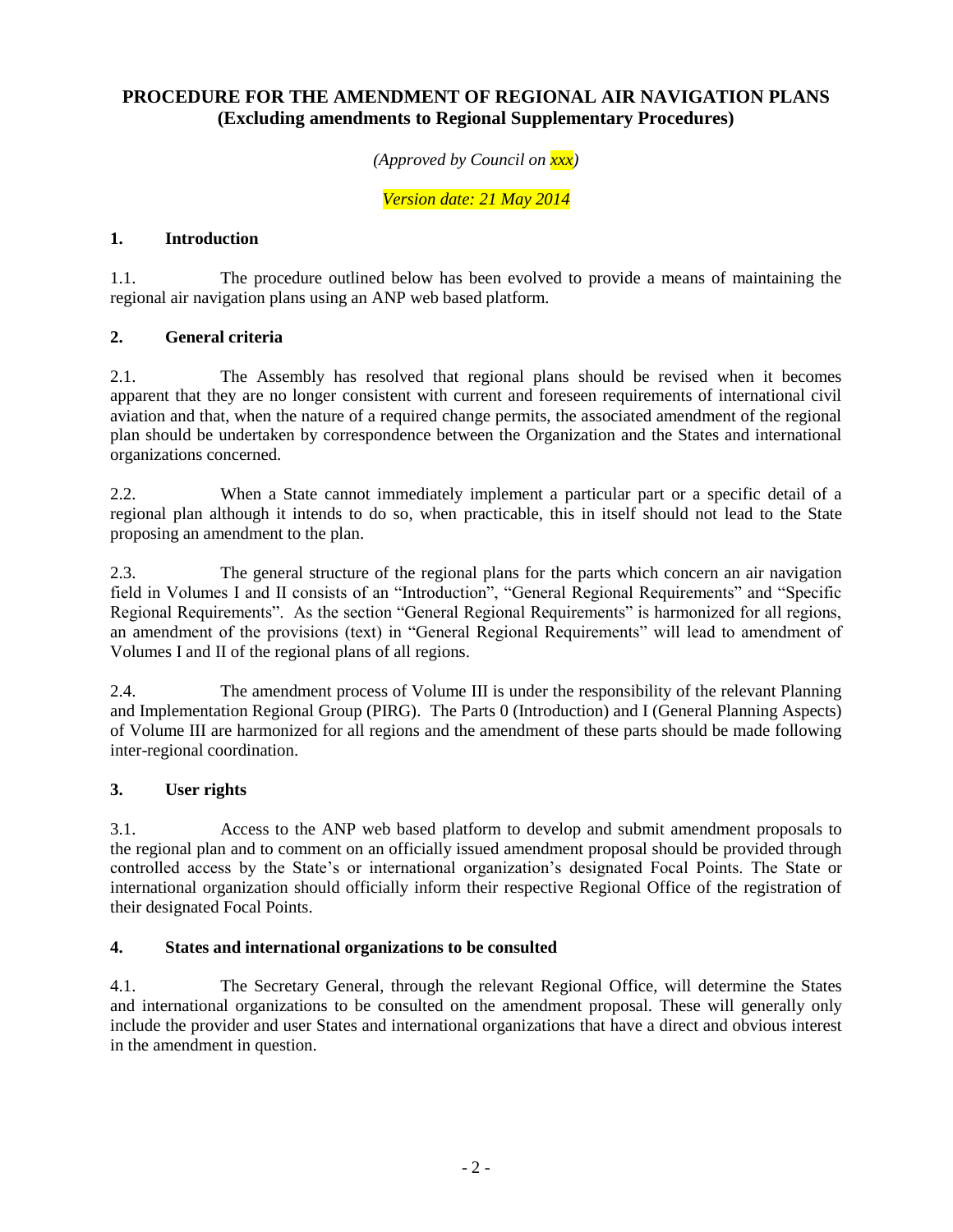**PROCEDURE FOR THE AMENDMENT OF REGIONAL AIR NAVIGATION PLANS**
**(Excluding amendments to Regional Supplementary Procedures)**

*(Approved by Council on xxx)*

*Version date: 21 May 2014*

## 1. Introduction

1.1. The procedure outlined below has been evolved to provide a means of maintaining the regional air navigation plans using an ANP web based platform.

## 2. General criteria

2.1. The Assembly has resolved that regional plans should be revised when it becomes apparent that they are no longer consistent with current and foreseen requirements of international civil aviation and that, when the nature of a required change permits, the associated amendment of the regional plan should be undertaken by correspondence between the Organization and the States and international organizations concerned.

2.2. When a State cannot immediately implement a particular part or a specific detail of a regional plan although it intends to do so, when practicable, this in itself should not lead to the State proposing an amendment to the plan.

2.3. The general structure of the regional plans for the parts which concern an air navigation field in Volumes I and II consists of an "Introduction", "General Regional Requirements" and "Specific Regional Requirements". As the section "General Regional Requirements" is harmonized for all regions, an amendment of the provisions (text) in "General Regional Requirements" will lead to amendment of Volumes I and II of the regional plans of all regions.

2.4. The amendment process of Volume III is under the responsibility of the relevant Planning and Implementation Regional Group (PIRG). The Parts 0 (Introduction) and I (General Planning Aspects) of Volume III are harmonized for all regions and the amendment of these parts should be made following inter-regional coordination.

## 3. User rights

3.1. Access to the ANP web based platform to develop and submit amendment proposals to the regional plan and to comment on an officially issued amendment proposal should be provided through controlled access by the State's or international organization's designated Focal Points. The State or international organization should officially inform their respective Regional Office of the registration of their designated Focal Points.

## 4. States and international organizations to be consulted

4.1. The Secretary General, through the relevant Regional Office, will determine the States and international organizations to be consulted on the amendment proposal. These will generally only include the provider and user States and international organizations that have a direct and obvious interest in the amendment in question.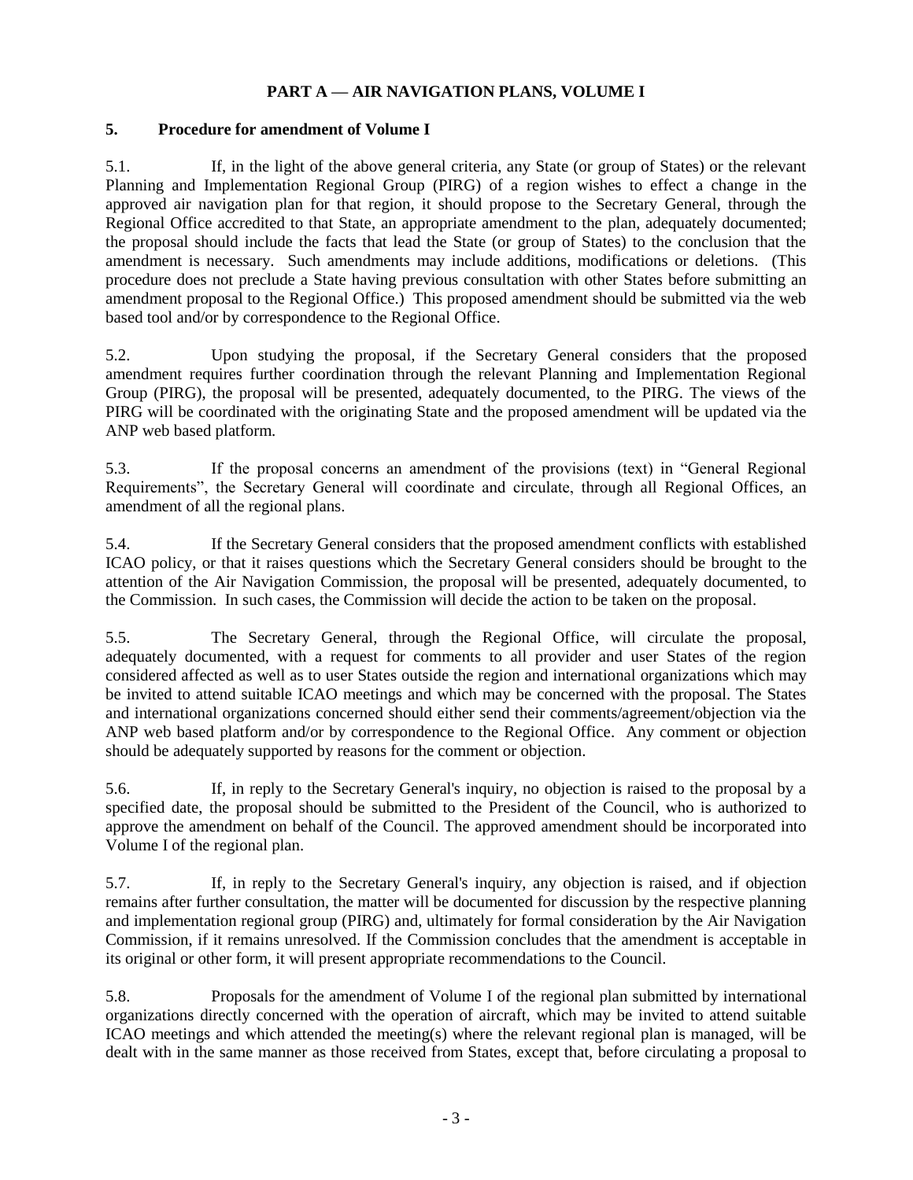## PART A — AIR NAVIGATION PLANS, VOLUME I

### 5. Procedure for amendment of Volume I

5.1. If, in the light of the above general criteria, any State (or group of States) or the relevant Planning and Implementation Regional Group (PIRG) of a region wishes to effect a change in the approved air navigation plan for that region, it should propose to the Secretary General, through the Regional Office accredited to that State, an appropriate amendment to the plan, adequately documented; the proposal should include the facts that lead the State (or group of States) to the conclusion that the amendment is necessary. Such amendments may include additions, modifications or deletions. (This procedure does not preclude a State having previous consultation with other States before submitting an amendment proposal to the Regional Office.) This proposed amendment should be submitted via the web based tool and/or by correspondence to the Regional Office.

5.2. Upon studying the proposal, if the Secretary General considers that the proposed amendment requires further coordination through the relevant Planning and Implementation Regional Group (PIRG), the proposal will be presented, adequately documented, to the PIRG. The views of the PIRG will be coordinated with the originating State and the proposed amendment will be updated via the ANP web based platform.

5.3. If the proposal concerns an amendment of the provisions (text) in "General Regional Requirements", the Secretary General will coordinate and circulate, through all Regional Offices, an amendment of all the regional plans.

5.4. If the Secretary General considers that the proposed amendment conflicts with established ICAO policy, or that it raises questions which the Secretary General considers should be brought to the attention of the Air Navigation Commission, the proposal will be presented, adequately documented, to the Commission. In such cases, the Commission will decide the action to be taken on the proposal.

5.5. The Secretary General, through the Regional Office, will circulate the proposal, adequately documented, with a request for comments to all provider and user States of the region considered affected as well as to user States outside the region and international organizations which may be invited to attend suitable ICAO meetings and which may be concerned with the proposal. The States and international organizations concerned should either send their comments/agreement/objection via the ANP web based platform and/or by correspondence to the Regional Office. Any comment or objection should be adequately supported by reasons for the comment or objection.

5.6. If, in reply to the Secretary General's inquiry, no objection is raised to the proposal by a specified date, the proposal should be submitted to the President of the Council, who is authorized to approve the amendment on behalf of the Council. The approved amendment should be incorporated into Volume I of the regional plan.

5.7. If, in reply to the Secretary General's inquiry, any objection is raised, and if objection remains after further consultation, the matter will be documented for discussion by the respective planning and implementation regional group (PIRG) and, ultimately for formal consideration by the Air Navigation Commission, if it remains unresolved. If the Commission concludes that the amendment is acceptable in its original or other form, it will present appropriate recommendations to the Council.

5.8. Proposals for the amendment of Volume I of the regional plan submitted by international organizations directly concerned with the operation of aircraft, which may be invited to attend suitable ICAO meetings and which attended the meeting(s) where the relevant regional plan is managed, will be dealt with in the same manner as those received from States, except that, before circulating a proposal to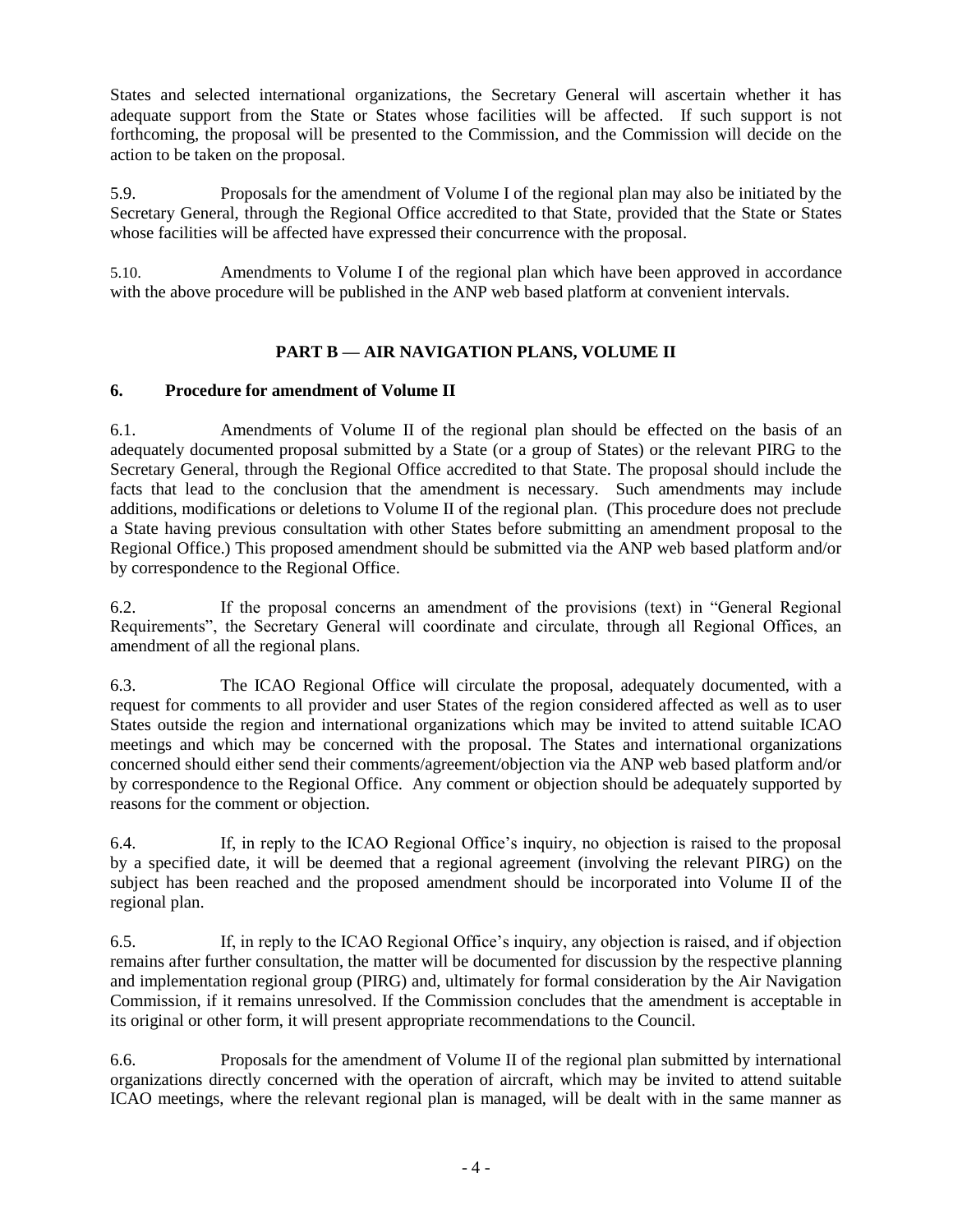States and selected international organizations, the Secretary General will ascertain whether it has adequate support from the State or States whose facilities will be affected. If such support is not forthcoming, the proposal will be presented to the Commission, and the Commission will decide on the action to be taken on the proposal.

5.9. Proposals for the amendment of Volume I of the regional plan may also be initiated by the Secretary General, through the Regional Office accredited to that State, provided that the State or States whose facilities will be affected have expressed their concurrence with the proposal.

5.10. Amendments to Volume I of the regional plan which have been approved in accordance with the above procedure will be published in the ANP web based platform at convenient intervals.

## PART B — AIR NAVIGATION PLANS, VOLUME II

### 6. Procedure for amendment of Volume II

6.1. Amendments of Volume II of the regional plan should be effected on the basis of an adequately documented proposal submitted by a State (or a group of States) or the relevant PIRG to the Secretary General, through the Regional Office accredited to that State. The proposal should include the facts that lead to the conclusion that the amendment is necessary. Such amendments may include additions, modifications or deletions to Volume II of the regional plan. (This procedure does not preclude a State having previous consultation with other States before submitting an amendment proposal to the Regional Office.) This proposed amendment should be submitted via the ANP web based platform and/or by correspondence to the Regional Office.

6.2. If the proposal concerns an amendment of the provisions (text) in "General Regional Requirements", the Secretary General will coordinate and circulate, through all Regional Offices, an amendment of all the regional plans.

6.3. The ICAO Regional Office will circulate the proposal, adequately documented, with a request for comments to all provider and user States of the region considered affected as well as to user States outside the region and international organizations which may be invited to attend suitable ICAO meetings and which may be concerned with the proposal. The States and international organizations concerned should either send their comments/agreement/objection via the ANP web based platform and/or by correspondence to the Regional Office. Any comment or objection should be adequately supported by reasons for the comment or objection.

6.4. If, in reply to the ICAO Regional Office's inquiry, no objection is raised to the proposal by a specified date, it will be deemed that a regional agreement (involving the relevant PIRG) on the subject has been reached and the proposed amendment should be incorporated into Volume II of the regional plan.

6.5. If, in reply to the ICAO Regional Office's inquiry, any objection is raised, and if objection remains after further consultation, the matter will be documented for discussion by the respective planning and implementation regional group (PIRG) and, ultimately for formal consideration by the Air Navigation Commission, if it remains unresolved. If the Commission concludes that the amendment is acceptable in its original or other form, it will present appropriate recommendations to the Council.

6.6. Proposals for the amendment of Volume II of the regional plan submitted by international organizations directly concerned with the operation of aircraft, which may be invited to attend suitable ICAO meetings, where the relevant regional plan is managed, will be dealt with in the same manner as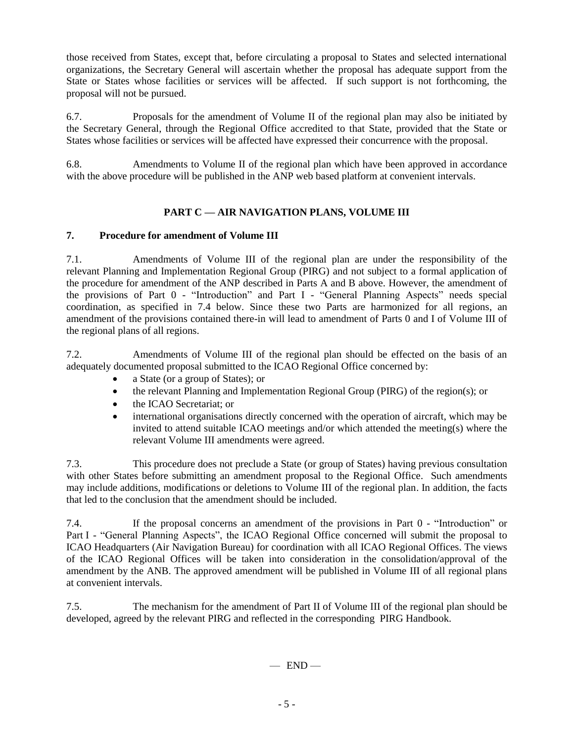those received from States, except that, before circulating a proposal to States and selected international organizations, the Secretary General will ascertain whether the proposal has adequate support from the State or States whose facilities or services will be affected. If such support is not forthcoming, the proposal will not be pursued.

6.7. Proposals for the amendment of Volume II of the regional plan may also be initiated by the Secretary General, through the Regional Office accredited to that State, provided that the State or States whose facilities or services will be affected have expressed their concurrence with the proposal.

6.8. Amendments to Volume II of the regional plan which have been approved in accordance with the above procedure will be published in the ANP web based platform at convenient intervals.

## PART C — AIR NAVIGATION PLANS, VOLUME III

### 7. Procedure for amendment of Volume III

7.1. Amendments of Volume III of the regional plan are under the responsibility of the relevant Planning and Implementation Regional Group (PIRG) and not subject to a formal application of the procedure for amendment of the ANP described in Parts A and B above. However, the amendment of the provisions of Part 0 - "Introduction" and Part I - "General Planning Aspects" needs special coordination, as specified in 7.4 below. Since these two Parts are harmonized for all regions, an amendment of the provisions contained there-in will lead to amendment of Parts 0 and I of Volume III of the regional plans of all regions.

7.2. Amendments of Volume III of the regional plan should be effected on the basis of an adequately documented proposal submitted to the ICAO Regional Office concerned by:

- a State (or a group of States); or
- the relevant Planning and Implementation Regional Group (PIRG) of the region(s); or
- the ICAO Secretariat; or
- international organisations directly concerned with the operation of aircraft, which may be invited to attend suitable ICAO meetings and/or which attended the meeting(s) where the relevant Volume III amendments were agreed.

7.3. This procedure does not preclude a State (or group of States) having previous consultation with other States before submitting an amendment proposal to the Regional Office. Such amendments may include additions, modifications or deletions to Volume III of the regional plan. In addition, the facts that led to the conclusion that the amendment should be included.

7.4. If the proposal concerns an amendment of the provisions in Part 0 - "Introduction" or Part I - "General Planning Aspects", the ICAO Regional Office concerned will submit the proposal to ICAO Headquarters (Air Navigation Bureau) for coordination with all ICAO Regional Offices. The views of the ICAO Regional Offices will be taken into consideration in the consolidation/approval of the amendment by the ANB. The approved amendment will be published in Volume III of all regional plans at convenient intervals.

7.5. The mechanism for the amendment of Part II of Volume III of the regional plan should be developed, agreed by the relevant PIRG and reflected in the corresponding PIRG Handbook.

— END —